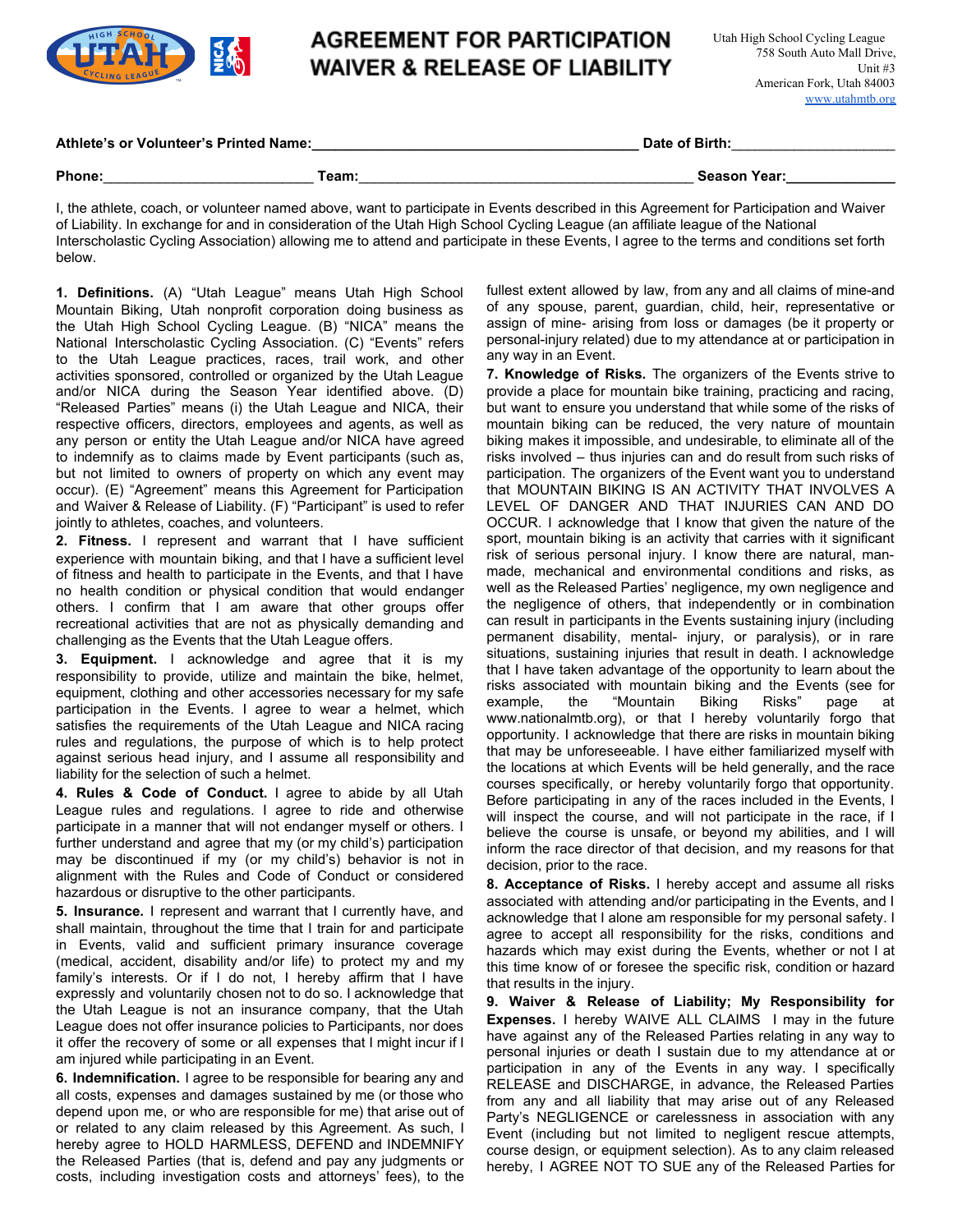# AGREEMENT FOR PARTICIPATION WAIVER & RELEASE OF LIABILITY

Utah High School Cycling League
758 South Auto Mall Drive,
Unit #3
American Fork, Utah 84003
www.utahmtb.org

**Athlete's or Volunteer's Printed Name:**_________________________________________ **Date of Birth:**_____________________

**Phone:**___________________________ **Team:**___________________________________________ **Season Year:**______________

I, the athlete, coach, or volunteer named above, want to participate in Events described in this Agreement for Participation and Waiver of Liability. In exchange for and in consideration of the Utah High School Cycling League (an affiliate league of the National Interscholastic Cycling Association) allowing me to attend and participate in these Events, I agree to the terms and conditions set forth below.

**1. Definitions.** (A) "Utah League" means Utah High School Mountain Biking, Utah nonprofit corporation doing business as the Utah High School Cycling League. (B) "NICA" means the National Interscholastic Cycling Association. (C) "Events" refers to the Utah League practices, races, trail work, and other activities sponsored, controlled or organized by the Utah League and/or NICA during the Season Year identified above. (D) "Released Parties" means (i) the Utah League and NICA, their respective officers, directors, employees and agents, as well as any person or entity the Utah League and/or NICA have agreed to indemnify as to claims made by Event participants (such as, but not limited to owners of property on which any event may occur). (E) "Agreement" means this Agreement for Participation and Waiver & Release of Liability. (F) "Participant" is used to refer jointly to athletes, coaches, and volunteers.

**2. Fitness.** I represent and warrant that I have sufficient experience with mountain biking, and that I have a sufficient level of fitness and health to participate in the Events, and that I have no health condition or physical condition that would endanger others. I confirm that I am aware that other groups offer recreational activities that are not as physically demanding and challenging as the Events that the Utah League offers.

**3. Equipment.** I acknowledge and agree that it is my responsibility to provide, utilize and maintain the bike, helmet, equipment, clothing and other accessories necessary for my safe participation in the Events. I agree to wear a helmet, which satisfies the requirements of the Utah League and NICA racing rules and regulations, the purpose of which is to help protect against serious head injury, and I assume all responsibility and liability for the selection of such a helmet.

**4. Rules & Code of Conduct.** I agree to abide by all Utah League rules and regulations. I agree to ride and otherwise participate in a manner that will not endanger myself or others. I further understand and agree that my (or my child's) participation may be discontinued if my (or my child's) behavior is not in alignment with the Rules and Code of Conduct or considered hazardous or disruptive to the other participants.

**5. Insurance.** I represent and warrant that I currently have, and shall maintain, throughout the time that I train for and participate in Events, valid and sufficient primary insurance coverage (medical, accident, disability and/or life) to protect my and my family's interests. Or if I do not, I hereby affirm that I have expressly and voluntarily chosen not to do so. I acknowledge that the Utah League is not an insurance company, that the Utah League does not offer insurance policies to Participants, nor does it offer the recovery of some or all expenses that I might incur if I am injured while participating in an Event.

**6. Indemnification.** I agree to be responsible for bearing any and all costs, expenses and damages sustained by me (or those who depend upon me, or who are responsible for me) that arise out of or related to any claim released by this Agreement. As such, I hereby agree to HOLD HARMLESS, DEFEND and INDEMNIFY the Released Parties (that is, defend and pay any judgments or costs, including investigation costs and attorneys' fees), to the fullest extent allowed by law, from any and all claims of mine-and of any spouse, parent, guardian, child, heir, representative or assign of mine- arising from loss or damages (be it property or personal-injury related) due to my attendance at or participation in any way in an Event.

**7. Knowledge of Risks.** The organizers of the Events strive to provide a place for mountain bike training, practicing and racing, but want to ensure you understand that while some of the risks of mountain biking can be reduced, the very nature of mountain biking makes it impossible, and undesirable, to eliminate all of the risks involved – thus injuries can and do result from such risks of participation. The organizers of the Event want you to understand that MOUNTAIN BIKING IS AN ACTIVITY THAT INVOLVES A LEVEL OF DANGER AND THAT INJURIES CAN AND DO OCCUR. I acknowledge that I know that given the nature of the sport, mountain biking is an activity that carries with it significant risk of serious personal injury. I know there are natural, man-made, mechanical and environmental conditions and risks, as well as the Released Parties' negligence, my own negligence and the negligence of others, that independently or in combination can result in participants in the Events sustaining injury (including permanent disability, mental- injury, or paralysis), or in rare situations, sustaining injuries that result in death. I acknowledge that I have taken advantage of the opportunity to learn about the risks associated with mountain biking and the Events (see for example, the "Mountain Biking Risks" page at www.nationalmtb.org), or that I hereby voluntarily forgo that opportunity. I acknowledge that there are risks in mountain biking that may be unforeseeable. I have either familiarized myself with the locations at which Events will be held generally, and the race courses specifically, or hereby voluntarily forgo that opportunity. Before participating in any of the races included in the Events, I will inspect the course, and will not participate in the race, if I believe the course is unsafe, or beyond my abilities, and I will inform the race director of that decision, and my reasons for that decision, prior to the race.

**8. Acceptance of Risks.** I hereby accept and assume all risks associated with attending and/or participating in the Events, and I acknowledge that I alone am responsible for my personal safety. I agree to accept all responsibility for the risks, conditions and hazards which may exist during the Events, whether or not I at this time know of or foresee the specific risk, condition or hazard that results in the injury.

**9. Waiver & Release of Liability; My Responsibility for Expenses.** I hereby WAIVE ALL CLAIMS I may in the future have against any of the Released Parties relating in any way to personal injuries or death I sustain due to my attendance at or participation in any of the Events in any way. I specifically RELEASE and DISCHARGE, in advance, the Released Parties from any and all liability that may arise out of any Released Party's NEGLIGENCE or carelessness in association with any Event (including but not limited to negligent rescue attempts, course design, or equipment selection). As to any claim released hereby, I AGREE NOT TO SUE any of the Released Parties for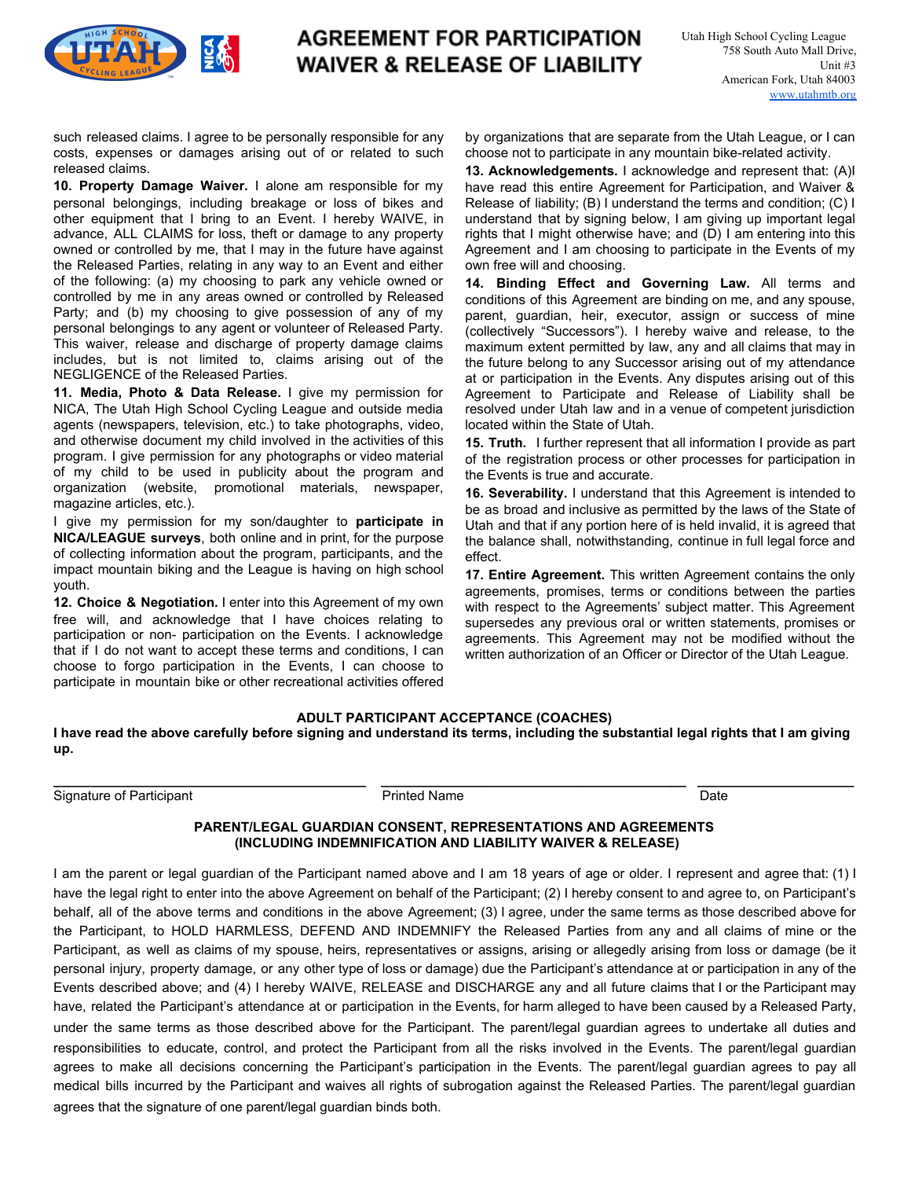such released claims. I agree to be personally responsible for any costs, expenses or damages arising out of or related to such released claims.

**10. Property Damage Waiver.** I alone am responsible for my personal belongings, including breakage or loss of bikes and other equipment that I bring to an Event. I hereby WAIVE, in advance, ALL CLAIMS for loss, theft or damage to any property owned or controlled by me, that I may in the future have against the Released Parties, relating in any way to an Event and either of the following: (a) my choosing to park any vehicle owned or controlled by me in any areas owned or controlled by Released Party; and (b) my choosing to give possession of any of my personal belongings to any agent or volunteer of Released Party. This waiver, release and discharge of property damage claims includes, but is not limited to, claims arising out of the NEGLIGENCE of the Released Parties.

**11. Media, Photo & Data Release.** I give my permission for NICA, The Utah High School Cycling League and outside media agents (newspapers, television, etc.) to take photographs, video, and otherwise document my child involved in the activities of this program. I give permission for any photographs or video material of my child to be used in publicity about the program and organization (website, promotional materials, newspaper, magazine articles, etc.).

I give my permission for my son/daughter to **participate in NICA/LEAGUE surveys**, both online and in print, for the purpose of collecting information about the program, participants, and the impact mountain biking and the League is having on high school youth.

**12. Choice & Negotiation.** I enter into this Agreement of my own free will, and acknowledge that I have choices relating to participation or non- participation on the Events. I acknowledge that if I do not want to accept these terms and conditions, I can choose to forgo participation in the Events, I can choose to participate in mountain bike or other recreational activities offered by organizations that are separate from the Utah League, or I can choose not to participate in any mountain bike-related activity.

**13. Acknowledgements.** I acknowledge and represent that: (A)I have read this entire Agreement for Participation, and Waiver & Release of liability; (B) I understand the terms and condition; (C) I understand that by signing below, I am giving up important legal rights that I might otherwise have; and (D) I am entering into this Agreement and I am choosing to participate in the Events of my own free will and choosing.

**14. Binding Effect and Governing Law.** All terms and conditions of this Agreement are binding on me, and any spouse, parent, guardian, heir, executor, assign or success of mine (collectively "Successors"). I hereby waive and release, to the maximum extent permitted by law, any and all claims that may in the future belong to any Successor arising out of my attendance at or participation in the Events. Any disputes arising out of this Agreement to Participate and Release of Liability shall be resolved under Utah law and in a venue of competent jurisdiction located within the State of Utah.

**15. Truth.** I further represent that all information I provide as part of the registration process or other processes for participation in the Events is true and accurate.

**16. Severability.** I understand that this Agreement is intended to be as broad and inclusive as permitted by the laws of the State of Utah and that if any portion here of is held invalid, it is agreed that the balance shall, notwithstanding, continue in full legal force and effect.

**17. Entire Agreement.** This written Agreement contains the only agreements, promises, terms or conditions between the parties with respect to the Agreements' subject matter. This Agreement supersedes any previous oral or written statements, promises or agreements. This Agreement may not be modified without the written authorization of an Officer or Director of the Utah League.

**ADULT PARTICIPANT ACCEPTANCE (COACHES)**

**I have read the above carefully before signing and understand its terms, including the substantial legal rights that I am giving up.**

\_\_\_\_\_\_\_\_\_\_\_\_\_\_\_\_\_\_\_\_\_\_\_\_\_\_\_\_\_\_ \_\_\_\_\_\_\_\_\_\_\_\_\_\_\_\_\_\_\_\_\_\_\_\_\_\_\_\_\_\_ \_\_\_\_\_\_\_\_\_\_\_\_\_\_\_

Signature of Participant Printed Name Date

**PARENT/LEGAL GUARDIAN CONSENT, REPRESENTATIONS AND AGREEMENTS (INCLUDING INDEMNIFICATION AND LIABILITY WAIVER & RELEASE)**

I am the parent or legal guardian of the Participant named above and I am 18 years of age or older. I represent and agree that: (1) I have the legal right to enter into the above Agreement on behalf of the Participant; (2) I hereby consent to and agree to, on Participant's behalf, all of the above terms and conditions in the above Agreement; (3) I agree, under the same terms as those described above for the Participant, to HOLD HARMLESS, DEFEND AND INDEMNIFY the Released Parties from any and all claims of mine or the Participant, as well as claims of my spouse, heirs, representatives or assigns, arising or allegedly arising from loss or damage (be it personal injury, property damage, or any other type of loss or damage) due the Participant's attendance at or participation in any of the Events described above; and (4) I hereby WAIVE, RELEASE and DISCHARGE any and all future claims that I or the Participant may have, related the Participant's attendance at or participation in the Events, for harm alleged to have been caused by a Released Party, under the same terms as those described above for the Participant. The parent/legal guardian agrees to undertake all duties and responsibilities to educate, control, and protect the Participant from all the risks involved in the Events. The parent/legal guardian agrees to make all decisions concerning the Participant's participation in the Events. The parent/legal guardian agrees to pay all medical bills incurred by the Participant and waives all rights of subrogation against the Released Parties. The parent/legal guardian agrees that the signature of one parent/legal guardian binds both.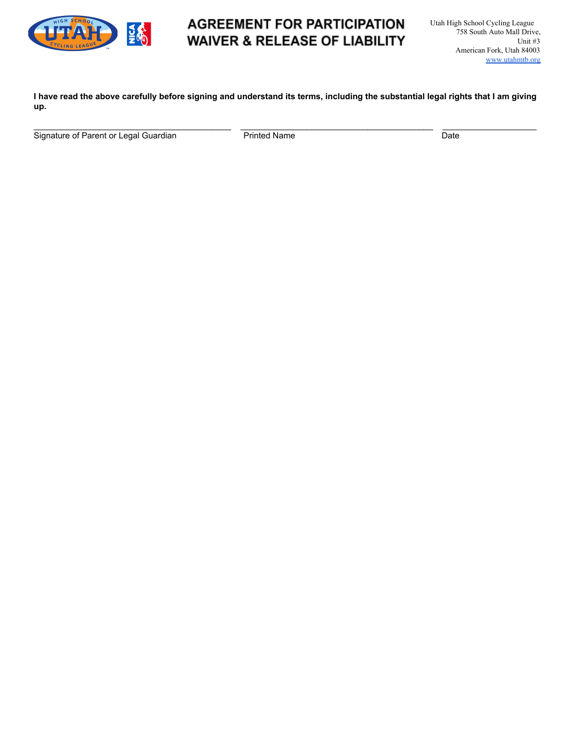# AGREEMENT FOR PARTICIPATION WAIVER & RELEASE OF LIABILITY

Utah High School Cycling League
758 South Auto Mall Drive,
Unit #3
American Fork, Utah 84003
www.utahmtb.org

**I have read the above carefully before signing and understand its terms, including the substantial legal rights that I am giving up.**

| | | |
|---|---|---|
| ______________________________ | ______________________________ | ______________ |
| Signature of Parent or Legal Guardian | Printed Name | Date |